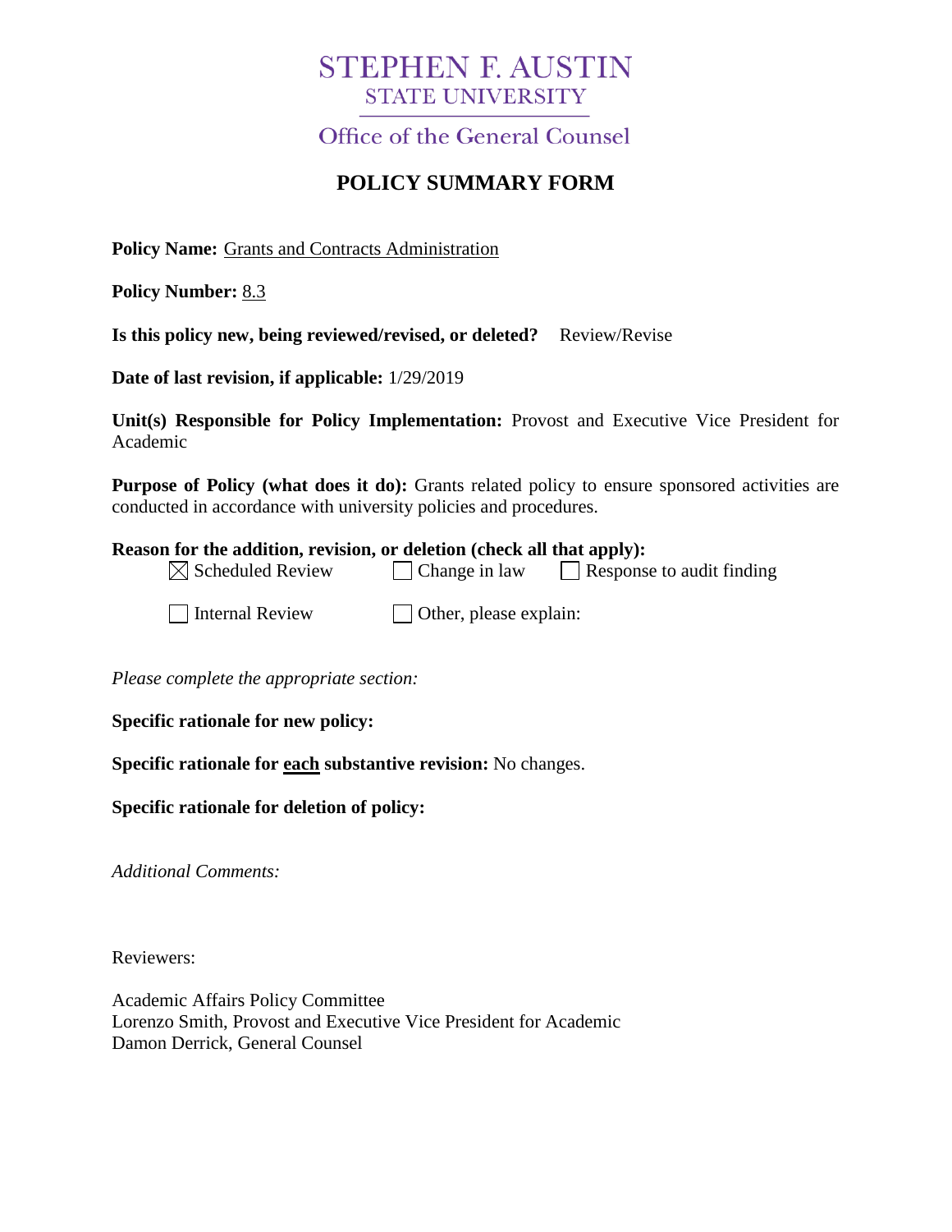# STEPHEN F. AUSTIN
## STATE UNIVERSITY

### Office of the General Counsel

## POLICY SUMMARY FORM

**Policy Name:** Grants and Contracts Administration

**Policy Number:** 8.3

**Is this policy new, being reviewed/revised, or deleted?** Review/Revise

**Date of last revision, if applicable:** 1/29/2019

**Unit(s) Responsible for Policy Implementation:** Provost and Executive Vice President for Academic

**Purpose of Policy (what does it do):** Grants related policy to ensure sponsored activities are conducted in accordance with university policies and procedures.

**Reason for the addition, revision, or deletion (check all that apply):**

- [x] Scheduled Review
- [ ] Change in law
- [ ] Response to audit finding
- [ ] Internal Review
- [ ] Other, please explain:

*Please complete the appropriate section:*

**Specific rationale for new policy:**

**Specific rationale for each substantive revision:** No changes.

**Specific rationale for deletion of policy:**

*Additional Comments:*

Reviewers:

Academic Affairs Policy Committee
Lorenzo Smith, Provost and Executive Vice President for Academic
Damon Derrick, General Counsel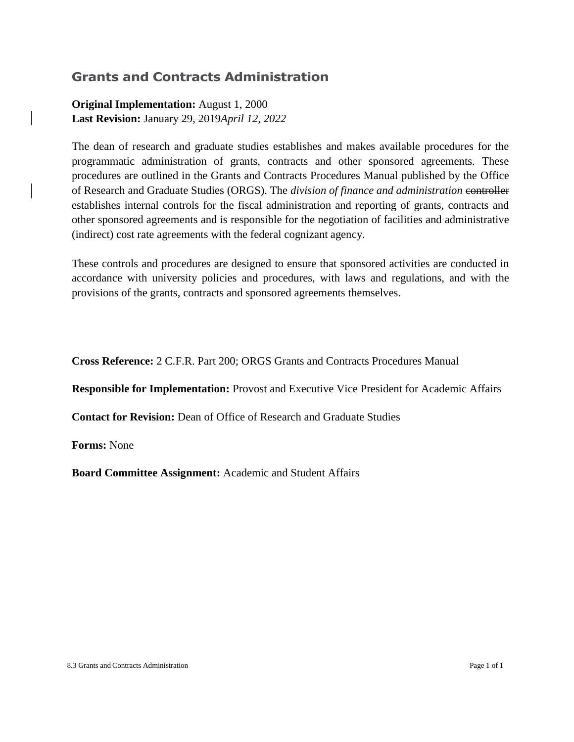# Grants and Contracts Administration

**Original Implementation:** August 1, 2000
**Last Revision:** ~~January 29, 2019~~*April 12, 2022*

The dean of research and graduate studies establishes and makes available procedures for the programmatic administration of grants, contracts and other sponsored agreements. These procedures are outlined in the Grants and Contracts Procedures Manual published by the Office of Research and Graduate Studies (ORGS). The *division of finance and administration* ~~controller~~ establishes internal controls for the fiscal administration and reporting of grants, contracts and other sponsored agreements and is responsible for the negotiation of facilities and administrative (indirect) cost rate agreements with the federal cognizant agency.

These controls and procedures are designed to ensure that sponsored activities are conducted in accordance with university policies and procedures, with laws and regulations, and with the provisions of the grants, contracts and sponsored agreements themselves.

**Cross Reference:** 2 C.F.R. Part 200; ORGS Grants and Contracts Procedures Manual

**Responsible for Implementation:** Provost and Executive Vice President for Academic Affairs

**Contact for Revision:** Dean of Office of Research and Graduate Studies

**Forms:** None

**Board Committee Assignment:** Academic and Student Affairs